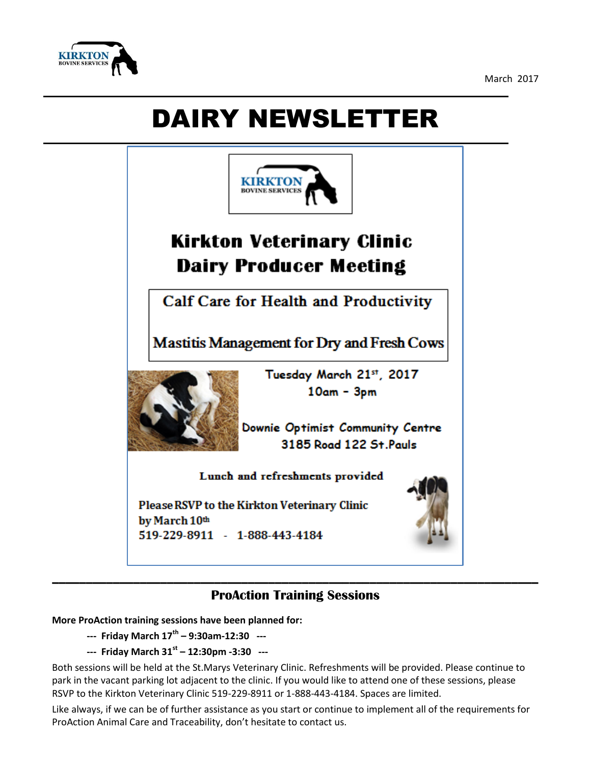March 2017

# DAIRY NEWSLETTER

## Kirkton Veterinary Clinic Dairy Producer Meeting

**Calf Care for Health and Productivity**

**Mastitis Management for Dry and Fresh Cows**

Tuesday March 21st, 2017
10am - 3pm

Downie Optimist Community Centre
3185 Road 122 St.Pauls

**Lunch and refreshments provided**

**Please RSVP to the Kirkton Veterinary Clinic by March 10th**
**519-229-8911 - 1-888-443-4184**

---

## ProAction Training Sessions

**More ProAction training sessions have been planned for:**

- **--- Friday March 17th – 9:30am-12:30 ---**
- **--- Friday March 31st – 12:30pm -3:30 ---**

Both sessions will be held at the St.Marys Veterinary Clinic. Refreshments will be provided. Please continue to park in the vacant parking lot adjacent to the clinic. If you would like to attend one of these sessions, please RSVP to the Kirkton Veterinary Clinic 519-229-8911 or 1-888-443-4184. Spaces are limited.

Like always, if we can be of further assistance as you start or continue to implement all of the requirements for ProAction Animal Care and Traceability, don't hesitate to contact us.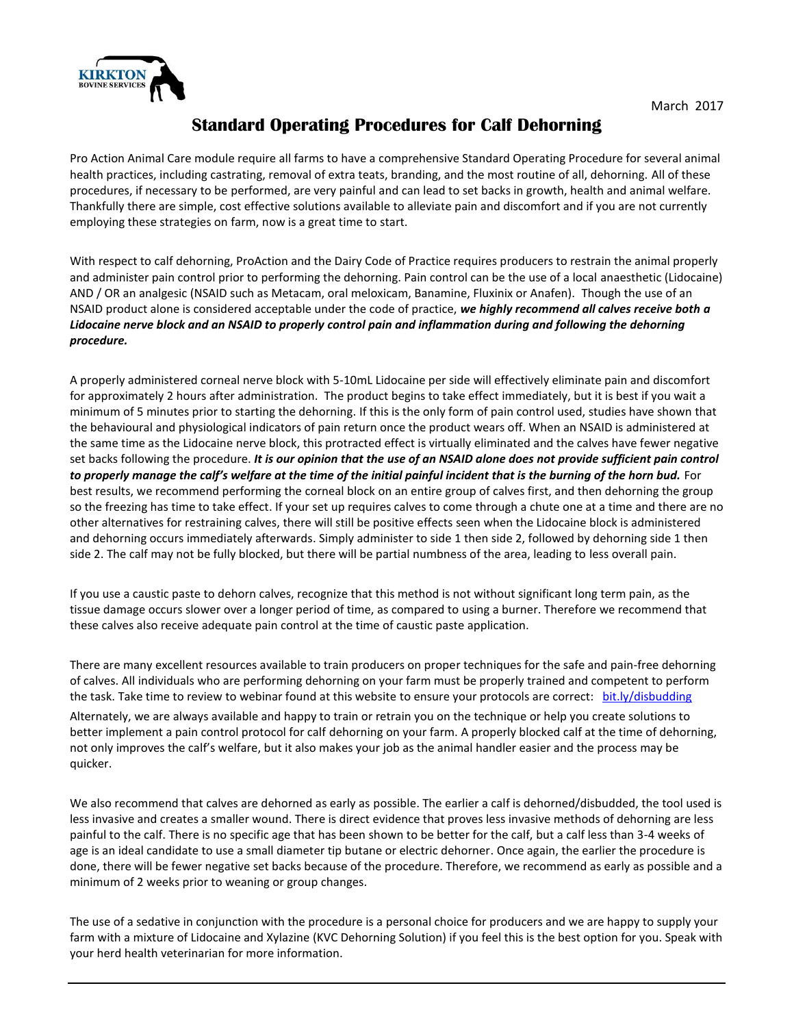March 2017

# Standard Operating Procedures for Calf Dehorning

Pro Action Animal Care module require all farms to have a comprehensive Standard Operating Procedure for several animal health practices, including castrating, removal of extra teats, branding, and the most routine of all, dehorning. All of these procedures, if necessary to be performed, are very painful and can lead to set backs in growth, health and animal welfare. Thankfully there are simple, cost effective solutions available to alleviate pain and discomfort and if you are not currently employing these strategies on farm, now is a great time to start.

With respect to calf dehorning, ProAction and the Dairy Code of Practice requires producers to restrain the animal properly and administer pain control prior to performing the dehorning. Pain control can be the use of a local anaesthetic (Lidocaine) AND / OR an analgesic (NSAID such as Metacam, oral meloxicam, Banamine, Fluxinix or Anafen). Though the use of an NSAID product alone is considered acceptable under the code of practice, ***we highly recommend all calves receive both a Lidocaine nerve block and an NSAID to properly control pain and inflammation during and following the dehorning procedure.***

A properly administered corneal nerve block with 5-10mL Lidocaine per side will effectively eliminate pain and discomfort for approximately 2 hours after administration. The product begins to take effect immediately, but it is best if you wait a minimum of 5 minutes prior to starting the dehorning. If this is the only form of pain control used, studies have shown that the behavioural and physiological indicators of pain return once the product wears off. When an NSAID is administered at the same time as the Lidocaine nerve block, this protracted effect is virtually eliminated and the calves have fewer negative set backs following the procedure. ***It is our opinion that the use of an NSAID alone does not provide sufficient pain control to properly manage the calf's welfare at the time of the initial painful incident that is the burning of the horn bud.*** For best results, we recommend performing the corneal block on an entire group of calves first, and then dehorning the group so the freezing has time to take effect. If your set up requires calves to come through a chute one at a time and there are no other alternatives for restraining calves, there will still be positive effects seen when the Lidocaine block is administered and dehorning occurs immediately afterwards. Simply administer to side 1 then side 2, followed by dehorning side 1 then side 2. The calf may not be fully blocked, but there will be partial numbness of the area, leading to less overall pain.

If you use a caustic paste to dehorn calves, recognize that this method is not without significant long term pain, as the tissue damage occurs slower over a longer period of time, as compared to using a burner. Therefore we recommend that these calves also receive adequate pain control at the time of caustic paste application.

There are many excellent resources available to train producers on proper techniques for the safe and pain-free dehorning of calves. All individuals who are performing dehorning on your farm must be properly trained and competent to perform the task. Take time to review to webinar found at this website to ensure your protocols are correct: bit.ly/disbudding

Alternately, we are always available and happy to train or retrain you on the technique or help you create solutions to better implement a pain control protocol for calf dehorning on your farm. A properly blocked calf at the time of dehorning, not only improves the calf's welfare, but it also makes your job as the animal handler easier and the process may be quicker.

We also recommend that calves are dehorned as early as possible. The earlier a calf is dehorned/disbudded, the tool used is less invasive and creates a smaller wound. There is direct evidence that proves less invasive methods of dehorning are less painful to the calf. There is no specific age that has been shown to be better for the calf, but a calf less than 3-4 weeks of age is an ideal candidate to use a small diameter tip butane or electric dehorner. Once again, the earlier the procedure is done, there will be fewer negative set backs because of the procedure. Therefore, we recommend as early as possible and a minimum of 2 weeks prior to weaning or group changes.

The use of a sedative in conjunction with the procedure is a personal choice for producers and we are happy to supply your farm with a mixture of Lidocaine and Xylazine (KVC Dehorning Solution) if you feel this is the best option for you. Speak with your herd health veterinarian for more information.